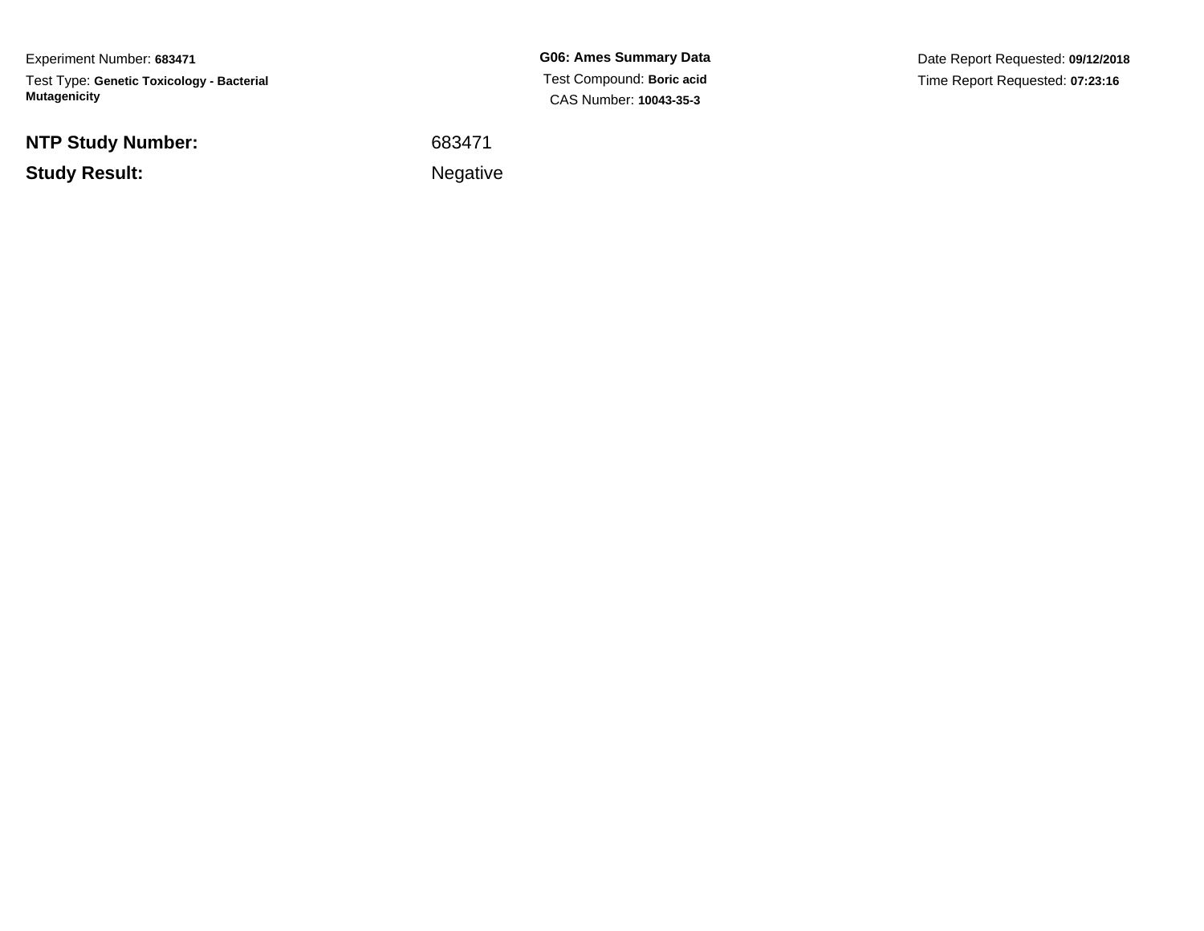Experiment Number: **683471**
Test Type: **Genetic Toxicology - Bacterial Mutagenicity**

**G06: Ames Summary Data**
Test Compound: **Boric acid**
CAS Number: **10043-35-3**

Date Report Requested: **09/12/2018**
Time Report Requested: **07:23:16**

**NTP Study Number:** 683471

**Study Result:** Negative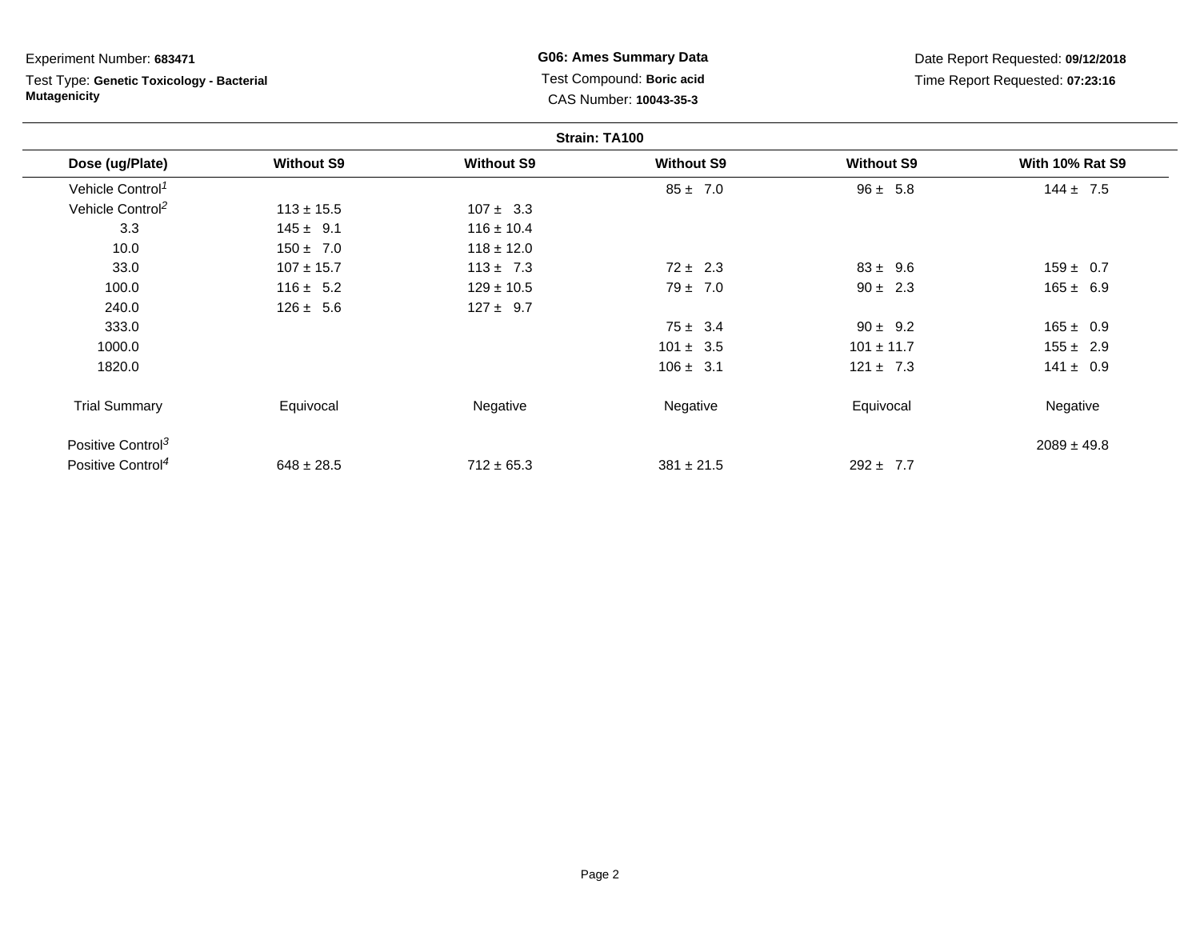Experiment Number: **683471**

Test Type: **Genetic Toxicology - Bacterial Mutagenicity**

**G06: Ames Summary Data**

Test Compound: **Boric acid**

CAS Number: **10043-35-3**

Date Report Requested: **09/12/2018**

Time Report Requested: **07:23:16**

**Strain: TA100**

| Dose (ug/Plate) | Without S9 | Without S9 | Without S9 | Without S9 | With 10% Rat S9 |
|---|---|---|---|---|---|
| Vehicle Control[1] | | | 85 ± 7.0 | 96 ± 5.8 | 144 ± 7.5 |
| Vehicle Control[2] | 113 ± 15.5 | 107 ± 3.3 | | | |
| 3.3 | 145 ± 9.1 | 116 ± 10.4 | | | |
| 10.0 | 150 ± 7.0 | 118 ± 12.0 | | | |
| 33.0 | 107 ± 15.7 | 113 ± 7.3 | 72 ± 2.3 | 83 ± 9.6 | 159 ± 0.7 |
| 100.0 | 116 ± 5.2 | 129 ± 10.5 | 79 ± 7.0 | 90 ± 2.3 | 165 ± 6.9 |
| 240.0 | 126 ± 5.6 | 127 ± 9.7 | | | |
| 333.0 | | | 75 ± 3.4 | 90 ± 9.2 | 165 ± 0.9 |
| 1000.0 | | | 101 ± 3.5 | 101 ± 11.7 | 155 ± 2.9 |
| 1820.0 | | | 106 ± 3.1 | 121 ± 7.3 | 141 ± 0.9 |
| Trial Summary | Equivocal | Negative | Negative | Equivocal | Negative |
| Positive Control[3] | | | | | 2089 ± 49.8 |
| Positive Control[4] | 648 ± 28.5 | 712 ± 65.3 | 381 ± 21.5 | 292 ± 7.7 | |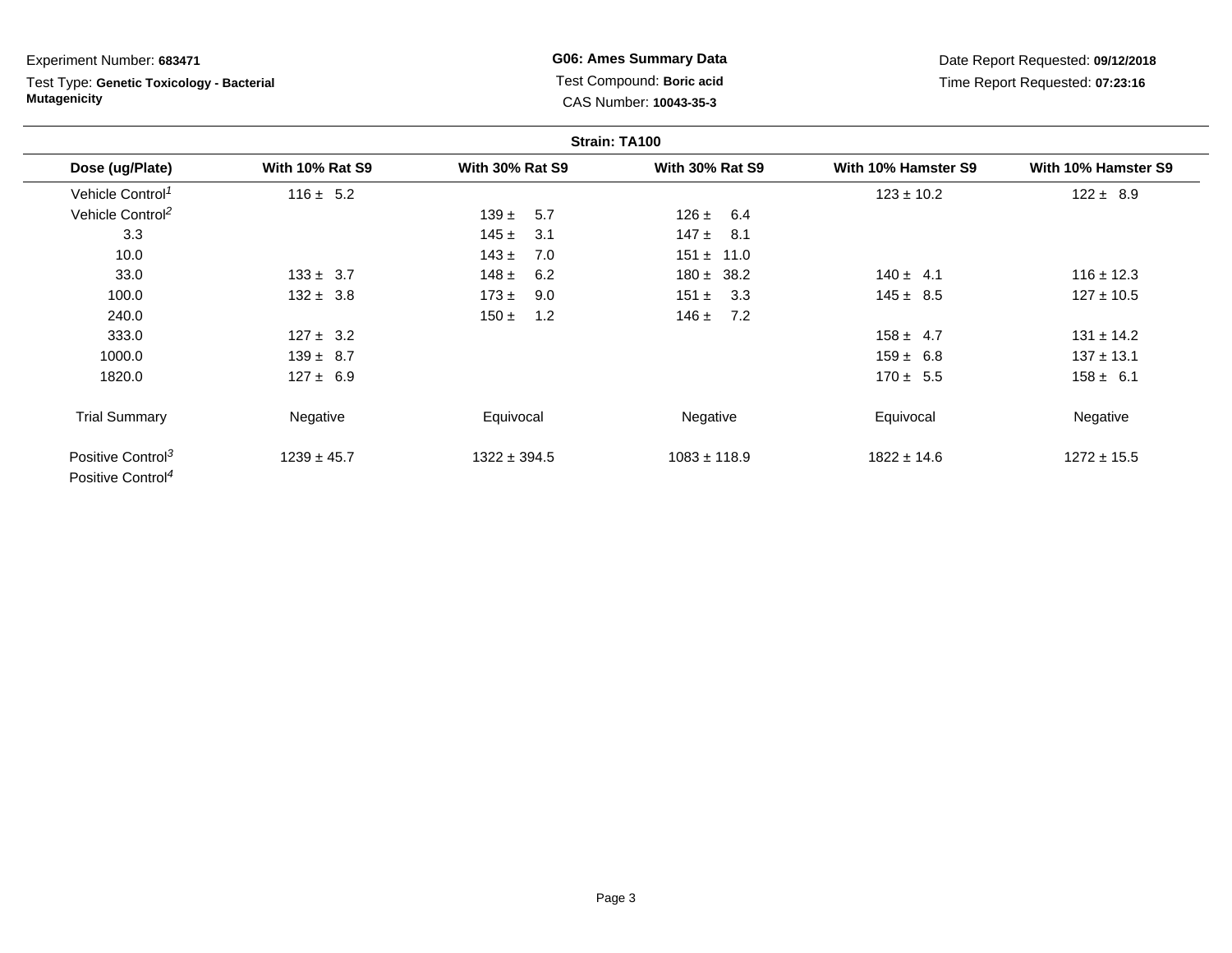Experiment Number: **683471**

Test Type: **Genetic Toxicology - Bacterial Mutagenicity**

**G06: Ames Summary Data**

Test Compound: **Boric acid**

CAS Number: **10043-35-3**

Date Report Requested: **09/12/2018**

Time Report Requested: **07:23:16**

**Strain: TA100**

| Dose (ug/Plate) | With 10% Rat S9 | With 30% Rat S9 | With 30% Rat S9 | With 10% Hamster S9 | With 10% Hamster S9 |
|---|---|---|---|---|---|
| Vehicle Control[1] | 116 ± 5.2 | | | 123 ± 10.2 | 122 ± 8.9 |
| Vehicle Control[2] | | 139 ± 5.7 | 126 ± 6.4 | | |
| 3.3 | | 145 ± 3.1 | 147 ± 8.1 | | |
| 10.0 | | 143 ± 7.0 | 151 ± 11.0 | | |
| 33.0 | 133 ± 3.7 | 148 ± 6.2 | 180 ± 38.2 | 140 ± 4.1 | 116 ± 12.3 |
| 100.0 | 132 ± 3.8 | 173 ± 9.0 | 151 ± 3.3 | 145 ± 8.5 | 127 ± 10.5 |
| 240.0 | | 150 ± 1.2 | 146 ± 7.2 | | |
| 333.0 | 127 ± 3.2 | | | 158 ± 4.7 | 131 ± 14.2 |
| 1000.0 | 139 ± 8.7 | | | 159 ± 6.8 | 137 ± 13.1 |
| 1820.0 | 127 ± 6.9 | | | 170 ± 5.5 | 158 ± 6.1 |
| Trial Summary | Negative | Equivocal | Negative | Equivocal | Negative |
| Positive Control[3] | 1239 ± 45.7 | 1322 ± 394.5 | 1083 ± 118.9 | 1822 ± 14.6 | 1272 ± 15.5 |
| Positive Control[4] | | | | | |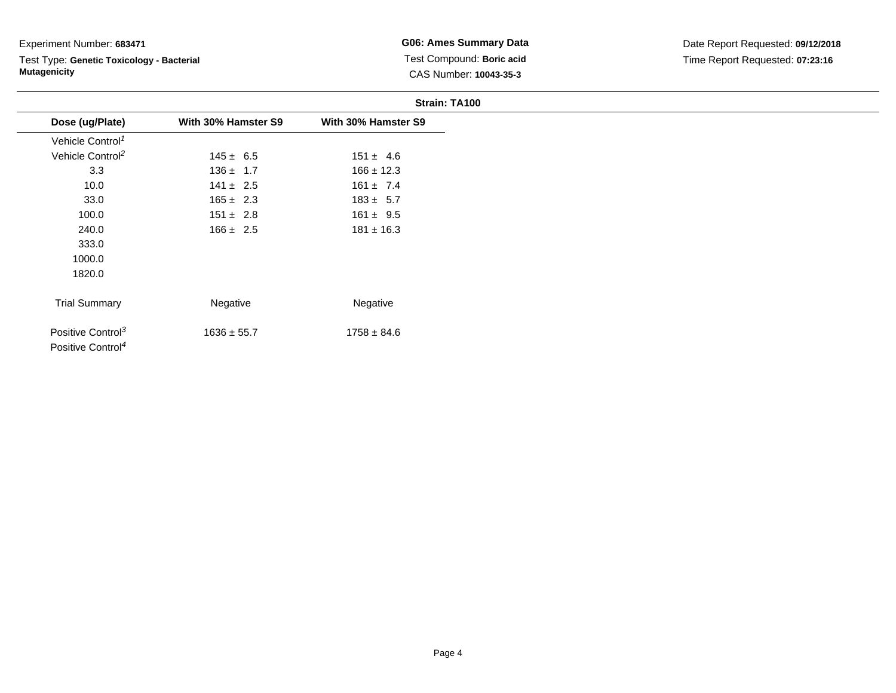Experiment Number: **683471**

Test Type: **Genetic Toxicology - Bacterial Mutagenicity**

**G06: Ames Summary Data**

Test Compound: **Boric acid**

CAS Number: **10043-35-3**

Date Report Requested: **09/12/2018**

Time Report Requested: **07:23:16**

**Strain: TA100**

| Dose (ug/Plate) | With 30% Hamster S9 | With 30% Hamster S9 |
|---|---|---|
| Vehicle Control[1] | | |
| Vehicle Control[2] | 145 ± 6.5 | 151 ± 4.6 |
| 3.3 | 136 ± 1.7 | 166 ± 12.3 |
| 10.0 | 141 ± 2.5 | 161 ± 7.4 |
| 33.0 | 165 ± 2.3 | 183 ± 5.7 |
| 100.0 | 151 ± 2.8 | 161 ± 9.5 |
| 240.0 | 166 ± 2.5 | 181 ± 16.3 |
| 333.0 | | |
| 1000.0 | | |
| 1820.0 | | |
| Trial Summary | Negative | Negative |
| Positive Control[3] | 1636 ± 55.7 | 1758 ± 84.6 |
| Positive Control[4] | | |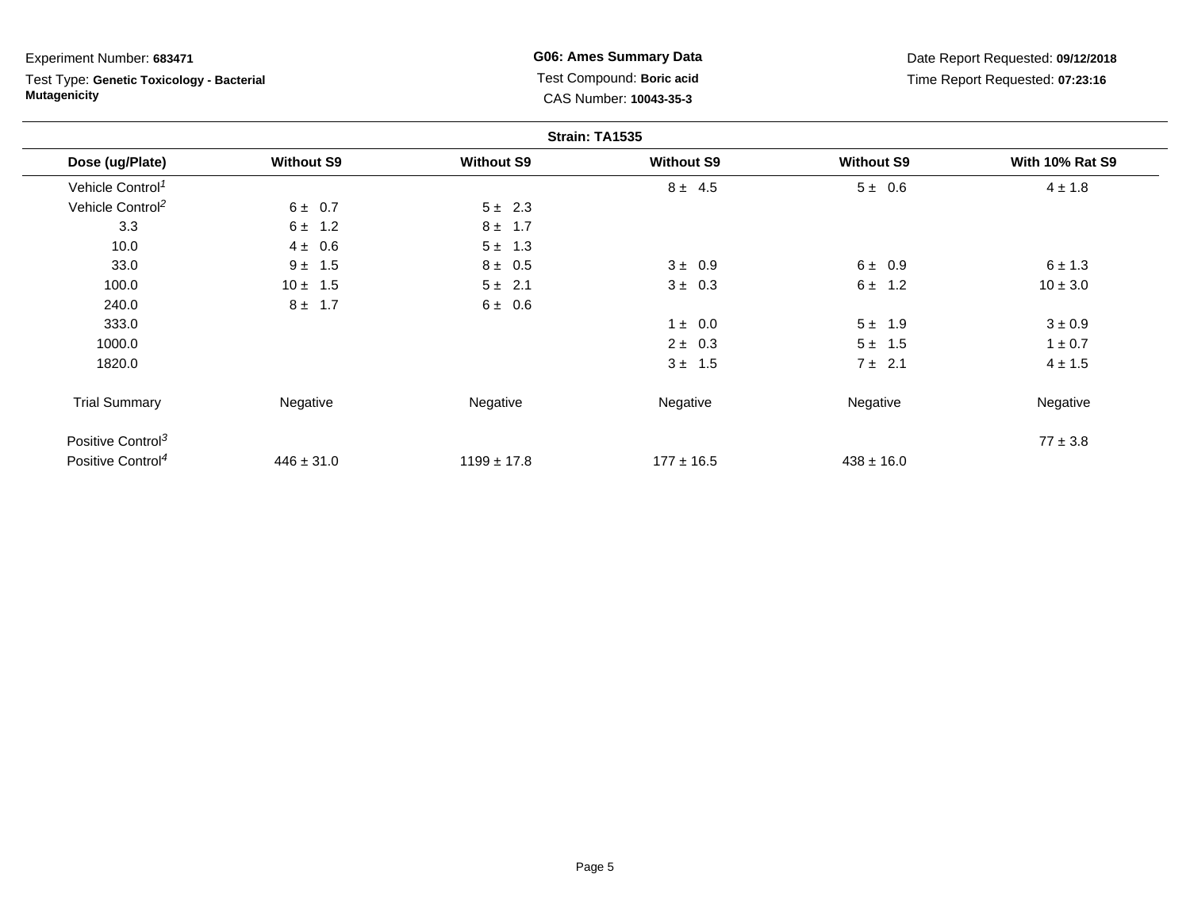Experiment Number: **683471**

Test Type: **Genetic Toxicology - Bacterial Mutagenicity**

**G06: Ames Summary Data**

Test Compound: **Boric acid**

CAS Number: **10043-35-3**

Date Report Requested: **09/12/2018**

Time Report Requested: **07:23:16**

**Strain: TA1535**

| Dose (ug/Plate) | Without S9 | Without S9 | Without S9 | Without S9 | With 10% Rat S9 |
|---|---|---|---|---|---|
| Vehicle Control[1] | | | 8 ± 4.5 | 5 ± 0.6 | 4 ± 1.8 |
| Vehicle Control[2] | 6 ± 0.7 | 5 ± 2.3 | | | |
| 3.3 | 6 ± 1.2 | 8 ± 1.7 | | | |
| 10.0 | 4 ± 0.6 | 5 ± 1.3 | | | |
| 33.0 | 9 ± 1.5 | 8 ± 0.5 | 3 ± 0.9 | 6 ± 0.9 | 6 ± 1.3 |
| 100.0 | 10 ± 1.5 | 5 ± 2.1 | 3 ± 0.3 | 6 ± 1.2 | 10 ± 3.0 |
| 240.0 | 8 ± 1.7 | 6 ± 0.6 | | | |
| 333.0 | | | 1 ± 0.0 | 5 ± 1.9 | 3 ± 0.9 |
| 1000.0 | | | 2 ± 0.3 | 5 ± 1.5 | 1 ± 0.7 |
| 1820.0 | | | 3 ± 1.5 | 7 ± 2.1 | 4 ± 1.5 |
| Trial Summary | Negative | Negative | Negative | Negative | Negative |
| Positive Control[3] | | | | | 77 ± 3.8 |
| Positive Control[4] | 446 ± 31.0 | 1199 ± 17.8 | 177 ± 16.5 | 438 ± 16.0 | |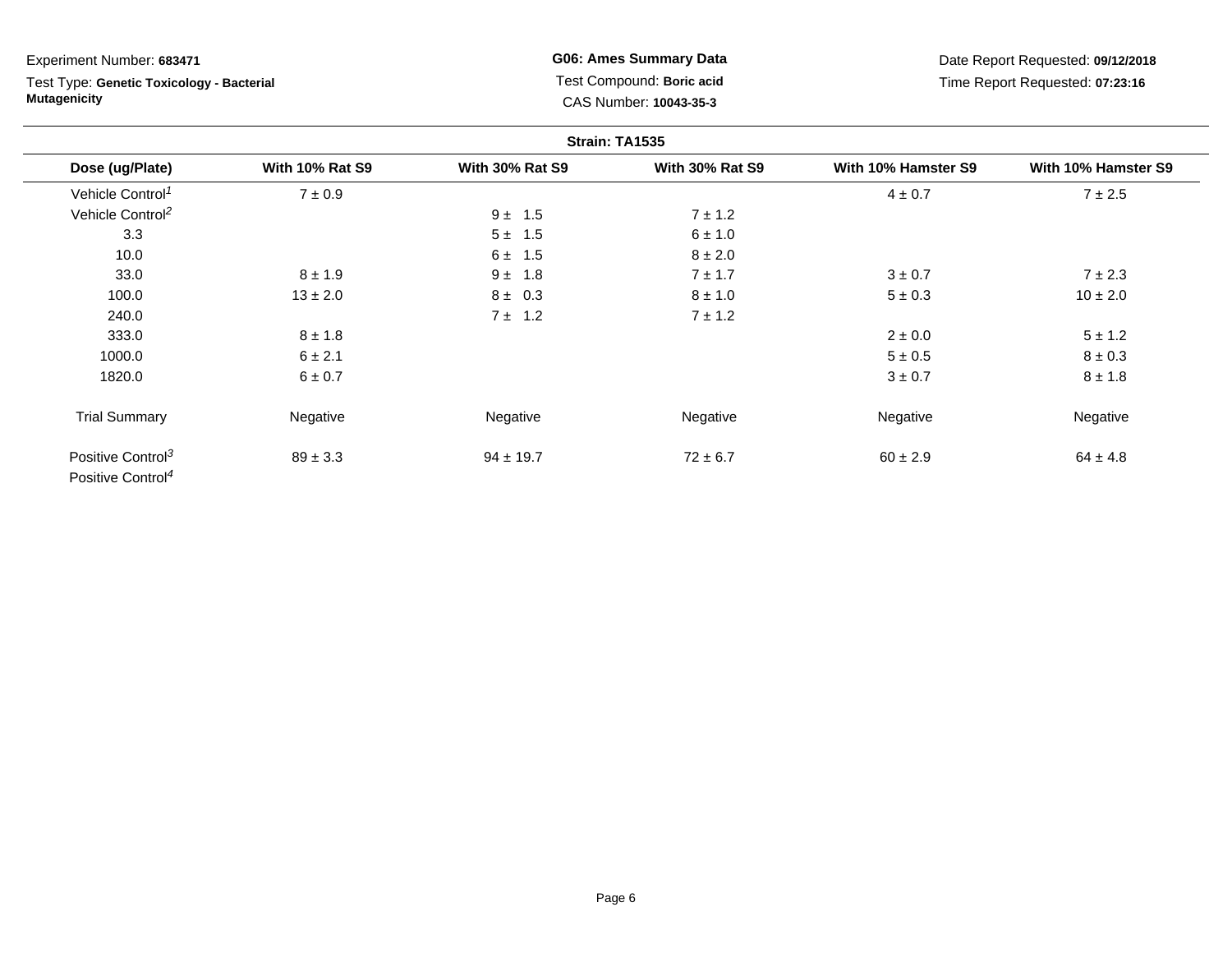Experiment Number: **683471**

Test Type: **Genetic Toxicology - Bacterial Mutagenicity**

**G06: Ames Summary Data**

Test Compound: **Boric acid**

CAS Number: **10043-35-3**

Date Report Requested: **09/12/2018**

Time Report Requested: **07:23:16**

**Strain: TA1535**

| Dose (ug/Plate) | With 10% Rat S9 | With 30% Rat S9 | With 30% Rat S9 | With 10% Hamster S9 | With 10% Hamster S9 |
|---|---|---|---|---|---|
| Vehicle Control[1] | 7 ± 0.9 | | | 4 ± 0.7 | 7 ± 2.5 |
| Vehicle Control[2] | | 9 ± 1.5 | 7 ± 1.2 | | |
| 3.3 | | 5 ± 1.5 | 6 ± 1.0 | | |
| 10.0 | | 6 ± 1.5 | 8 ± 2.0 | | |
| 33.0 | 8 ± 1.9 | 9 ± 1.8 | 7 ± 1.7 | 3 ± 0.7 | 7 ± 2.3 |
| 100.0 | 13 ± 2.0 | 8 ± 0.3 | 8 ± 1.0 | 5 ± 0.3 | 10 ± 2.0 |
| 240.0 | | 7 ± 1.2 | 7 ± 1.2 | | |
| 333.0 | 8 ± 1.8 | | | 2 ± 0.0 | 5 ± 1.2 |
| 1000.0 | 6 ± 2.1 | | | 5 ± 0.5 | 8 ± 0.3 |
| 1820.0 | 6 ± 0.7 | | | 3 ± 0.7 | 8 ± 1.8 |
| Trial Summary | Negative | Negative | Negative | Negative | Negative |
| Positive Control[3] | 89 ± 3.3 | 94 ± 19.7 | 72 ± 6.7 | 60 ± 2.9 | 64 ± 4.8 |
| Positive Control[4] | | | | | |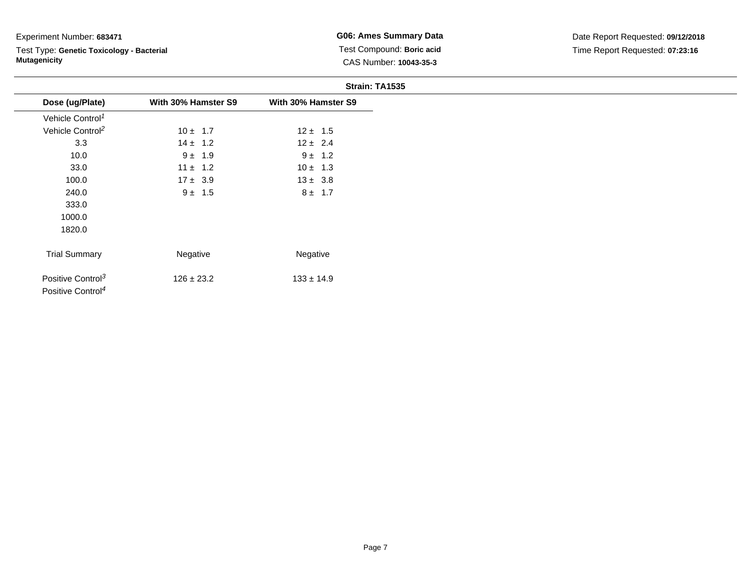Experiment Number: **683471**

Test Type: **Genetic Toxicology - Bacterial Mutagenicity**

**G06: Ames Summary Data**

Test Compound: **Boric acid**

CAS Number: **10043-35-3**

Date Report Requested: **09/12/2018**

Time Report Requested: **07:23:16**

**Strain: TA1535**

| Dose (ug/Plate) | With 30% Hamster S9 | With 30% Hamster S9 |
|---|---|---|
| Vehicle Control[1] | | |
| Vehicle Control[2] | 10 ± 1.7 | 12 ± 1.5 |
| 3.3 | 14 ± 1.2 | 12 ± 2.4 |
| 10.0 | 9 ± 1.9 | 9 ± 1.2 |
| 33.0 | 11 ± 1.2 | 10 ± 1.3 |
| 100.0 | 17 ± 3.9 | 13 ± 3.8 |
| 240.0 | 9 ± 1.5 | 8 ± 1.7 |
| 333.0 | | |
| 1000.0 | | |
| 1820.0 | | |
| Trial Summary | Negative | Negative |
| Positive Control[3] | 126 ± 23.2 | 133 ± 14.9 |
| Positive Control[4] | | |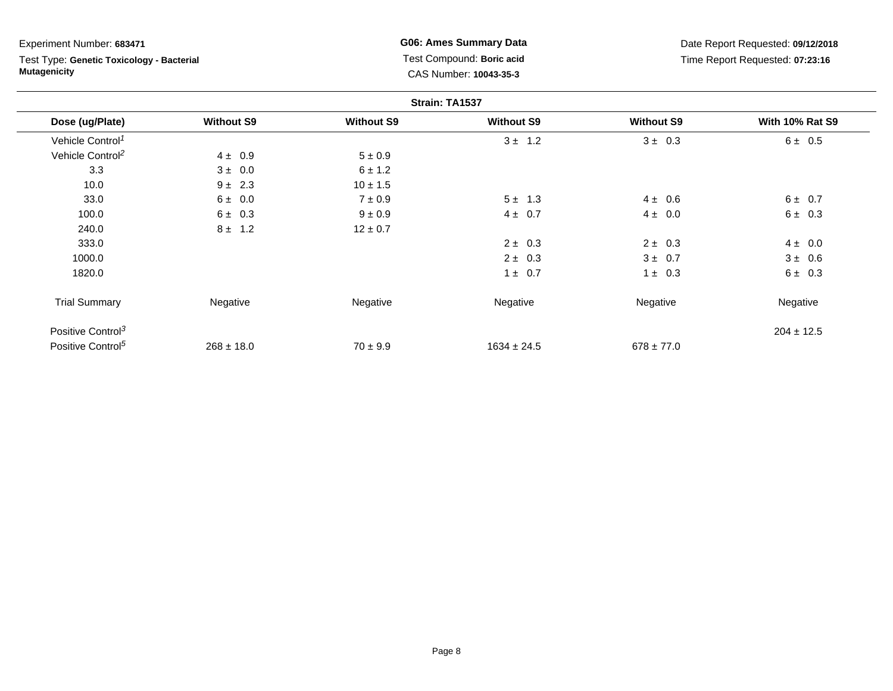Experiment Number: **683471**

Test Type: **Genetic Toxicology - Bacterial Mutagenicity**

**G06: Ames Summary Data**

Test Compound: **Boric acid**

CAS Number: **10043-35-3**

Date Report Requested: **09/12/2018**

Time Report Requested: **07:23:16**

**Strain: TA1537**

| Dose (ug/Plate) | Without S9 | Without S9 | Without S9 | Without S9 | With 10% Rat S9 |
|---|---|---|---|---|---|
| Vehicle Control[1] | | | 3 ± 1.2 | 3 ± 0.3 | 6 ± 0.5 |
| Vehicle Control[2] | 4 ± 0.9 | 5 ± 0.9 | | | |
| 3.3 | 3 ± 0.0 | 6 ± 1.2 | | | |
| 10.0 | 9 ± 2.3 | 10 ± 1.5 | | | |
| 33.0 | 6 ± 0.0 | 7 ± 0.9 | 5 ± 1.3 | 4 ± 0.6 | 6 ± 0.7 |
| 100.0 | 6 ± 0.3 | 9 ± 0.9 | 4 ± 0.7 | 4 ± 0.0 | 6 ± 0.3 |
| 240.0 | 8 ± 1.2 | 12 ± 0.7 | | | |
| 333.0 | | | 2 ± 0.3 | 2 ± 0.3 | 4 ± 0.0 |
| 1000.0 | | | 2 ± 0.3 | 3 ± 0.7 | 3 ± 0.6 |
| 1820.0 | | | 1 ± 0.7 | 1 ± 0.3 | 6 ± 0.3 |
| Trial Summary | Negative | Negative | Negative | Negative | Negative |
| Positive Control[3] | | | | | 204 ± 12.5 |
| Positive Control[5] | 268 ± 18.0 | 70 ± 9.9 | 1634 ± 24.5 | 678 ± 77.0 | |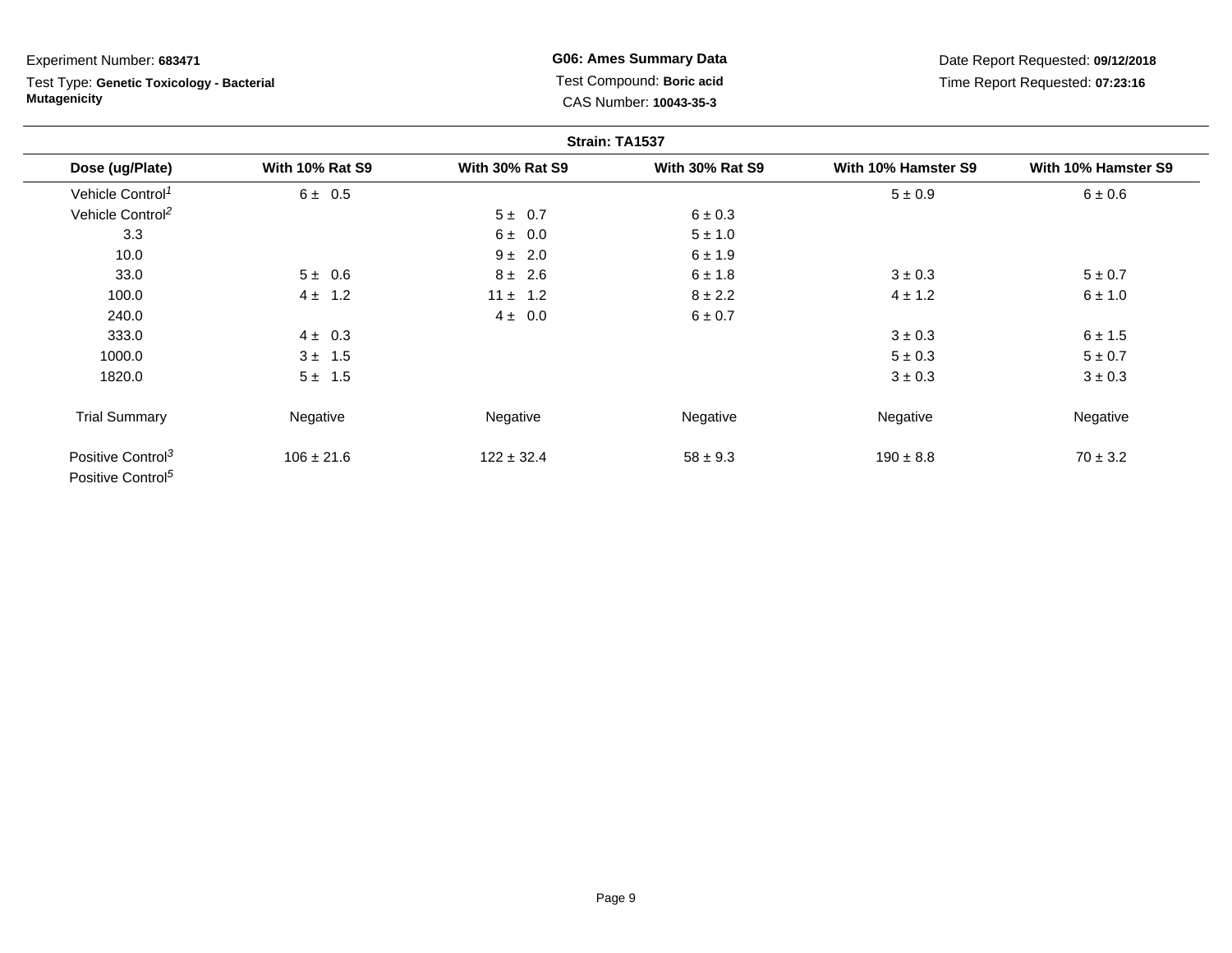Experiment Number: **683471**

Test Type: **Genetic Toxicology - Bacterial Mutagenicity**

**G06: Ames Summary Data**

Test Compound: **Boric acid**

CAS Number: **10043-35-3**

Date Report Requested: **09/12/2018**

Time Report Requested: **07:23:16**

**Strain: TA1537**

| Dose (ug/Plate) | With 10% Rat S9 | With 30% Rat S9 | With 30% Rat S9 | With 10% Hamster S9 | With 10% Hamster S9 |
|---|---|---|---|---|---|
| Vehicle Control[1] | 6 ± 0.5 | | | 5 ± 0.9 | 6 ± 0.6 |
| Vehicle Control[2] | | 5 ± 0.7 | 6 ± 0.3 | | |
| 3.3 | | 6 ± 0.0 | 5 ± 1.0 | | |
| 10.0 | | 9 ± 2.0 | 6 ± 1.9 | | |
| 33.0 | 5 ± 0.6 | 8 ± 2.6 | 6 ± 1.8 | 3 ± 0.3 | 5 ± 0.7 |
| 100.0 | 4 ± 1.2 | 11 ± 1.2 | 8 ± 2.2 | 4 ± 1.2 | 6 ± 1.0 |
| 240.0 | | 4 ± 0.0 | 6 ± 0.7 | | |
| 333.0 | 4 ± 0.3 | | | 3 ± 0.3 | 6 ± 1.5 |
| 1000.0 | 3 ± 1.5 | | | 5 ± 0.3 | 5 ± 0.7 |
| 1820.0 | 5 ± 1.5 | | | 3 ± 0.3 | 3 ± 0.3 |
| Trial Summary | Negative | Negative | Negative | Negative | Negative |
| Positive Control[3] | 106 ± 21.6 | 122 ± 32.4 | 58 ± 9.3 | 190 ± 8.8 | 70 ± 3.2 |
| Positive Control[5] | | | | | |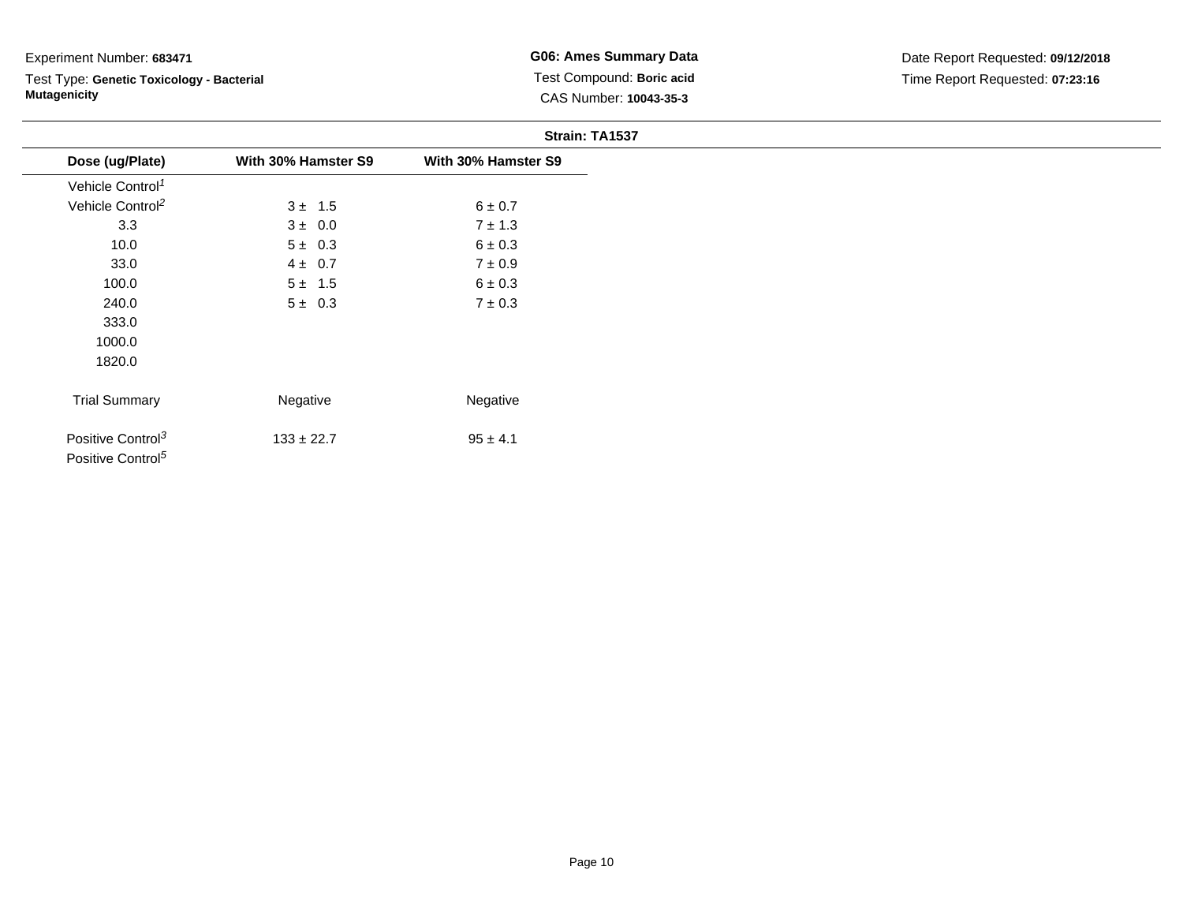Experiment Number: **683471**

Test Type: **Genetic Toxicology - Bacterial Mutagenicity**

**G06: Ames Summary Data**

Test Compound: **Boric acid**

CAS Number: **10043-35-3**

Date Report Requested: **09/12/2018**

Time Report Requested: **07:23:16**

**Strain: TA1537**

| Dose (ug/Plate) | With 30% Hamster S9 | With 30% Hamster S9 |
|---|---|---|
| Vehicle Control[1] | | |
| Vehicle Control[2] | 3 ± 1.5 | 6 ± 0.7 |
| 3.3 | 3 ± 0.0 | 7 ± 1.3 |
| 10.0 | 5 ± 0.3 | 6 ± 0.3 |
| 33.0 | 4 ± 0.7 | 7 ± 0.9 |
| 100.0 | 5 ± 1.5 | 6 ± 0.3 |
| 240.0 | 5 ± 0.3 | 7 ± 0.3 |
| 333.0 | | |
| 1000.0 | | |
| 1820.0 | | |
| Trial Summary | Negative | Negative |
| Positive Control[3] | 133 ± 22.7 | 95 ± 4.1 |
| Positive Control[5] | | |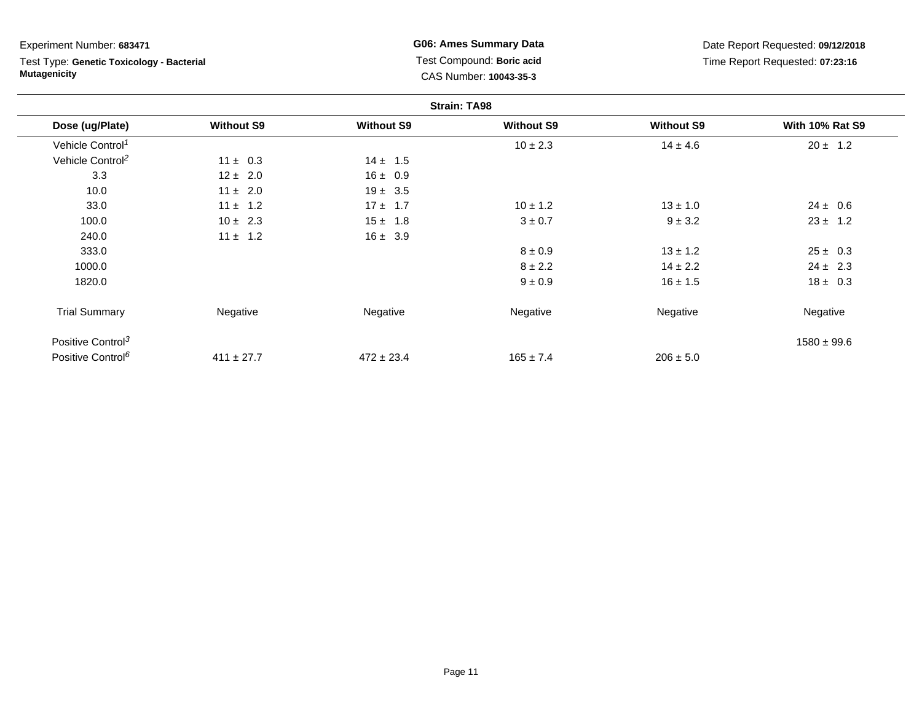Experiment Number: **683471**

Test Type: **Genetic Toxicology - Bacterial Mutagenicity**

**G06: Ames Summary Data**

Test Compound: **Boric acid**

CAS Number: **10043-35-3**

Date Report Requested: **09/12/2018**

Time Report Requested: **07:23:16**

**Strain: TA98**

| Dose (ug/Plate) | Without S9 | Without S9 | Without S9 | Without S9 | With 10% Rat S9 |
|---|---|---|---|---|---|
| Vehicle Control[1] | | | 10 ± 2.3 | 14 ± 4.6 | 20 ± 1.2 |
| Vehicle Control[2] | 11 ± 0.3 | 14 ± 1.5 | | | |
| 3.3 | 12 ± 2.0 | 16 ± 0.9 | | | |
| 10.0 | 11 ± 2.0 | 19 ± 3.5 | | | |
| 33.0 | 11 ± 1.2 | 17 ± 1.7 | 10 ± 1.2 | 13 ± 1.0 | 24 ± 0.6 |
| 100.0 | 10 ± 2.3 | 15 ± 1.8 | 3 ± 0.7 | 9 ± 3.2 | 23 ± 1.2 |
| 240.0 | 11 ± 1.2 | 16 ± 3.9 | | | |
| 333.0 | | | 8 ± 0.9 | 13 ± 1.2 | 25 ± 0.3 |
| 1000.0 | | | 8 ± 2.2 | 14 ± 2.2 | 24 ± 2.3 |
| 1820.0 | | | 9 ± 0.9 | 16 ± 1.5 | 18 ± 0.3 |
| Trial Summary | Negative | Negative | Negative | Negative | Negative |
| Positive Control[3] | | | | | 1580 ± 99.6 |
| Positive Control[6] | 411 ± 27.7 | 472 ± 23.4 | 165 ± 7.4 | 206 ± 5.0 | |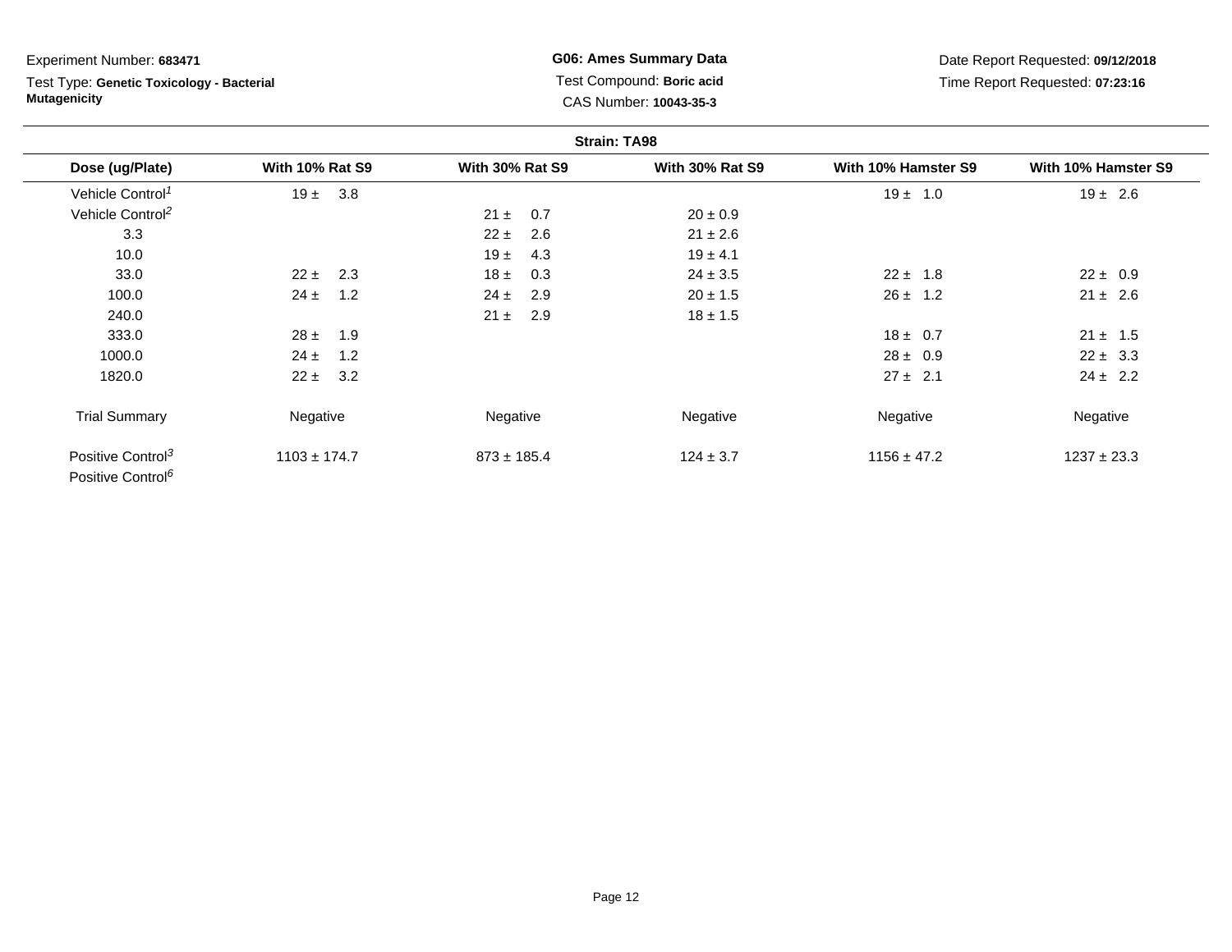Experiment Number: **683471**

Test Type: **Genetic Toxicology - Bacterial Mutagenicity**

**G06: Ames Summary Data**

Test Compound: **Boric acid**

CAS Number: **10043-35-3**

Date Report Requested: **09/12/2018**

Time Report Requested: **07:23:16**

**Strain: TA98**

| Dose (ug/Plate) | With 10% Rat S9 | With 30% Rat S9 | With 30% Rat S9 | With 10% Hamster S9 | With 10% Hamster S9 |
|---|---|---|---|---|---|
| Vehicle Control[1] | 19 ± 3.8 | | | 19 ± 1.0 | 19 ± 2.6 |
| Vehicle Control[2] | | 21 ± 0.7 | 20 ± 0.9 | | |
| 3.3 | | 22 ± 2.6 | 21 ± 2.6 | | |
| 10.0 | | 19 ± 4.3 | 19 ± 4.1 | | |
| 33.0 | 22 ± 2.3 | 18 ± 0.3 | 24 ± 3.5 | 22 ± 1.8 | 22 ± 0.9 |
| 100.0 | 24 ± 1.2 | 24 ± 2.9 | 20 ± 1.5 | 26 ± 1.2 | 21 ± 2.6 |
| 240.0 | | 21 ± 2.9 | 18 ± 1.5 | | |
| 333.0 | 28 ± 1.9 | | | 18 ± 0.7 | 21 ± 1.5 |
| 1000.0 | 24 ± 1.2 | | | 28 ± 0.9 | 22 ± 3.3 |
| 1820.0 | 22 ± 3.2 | | | 27 ± 2.1 | 24 ± 2.2 |
| Trial Summary | Negative | Negative | Negative | Negative | Negative |
| Positive Control[3] | 1103 ± 174.7 | 873 ± 185.4 | 124 ± 3.7 | 1156 ± 47.2 | 1237 ± 23.3 |
| Positive Control[6] | | | | | |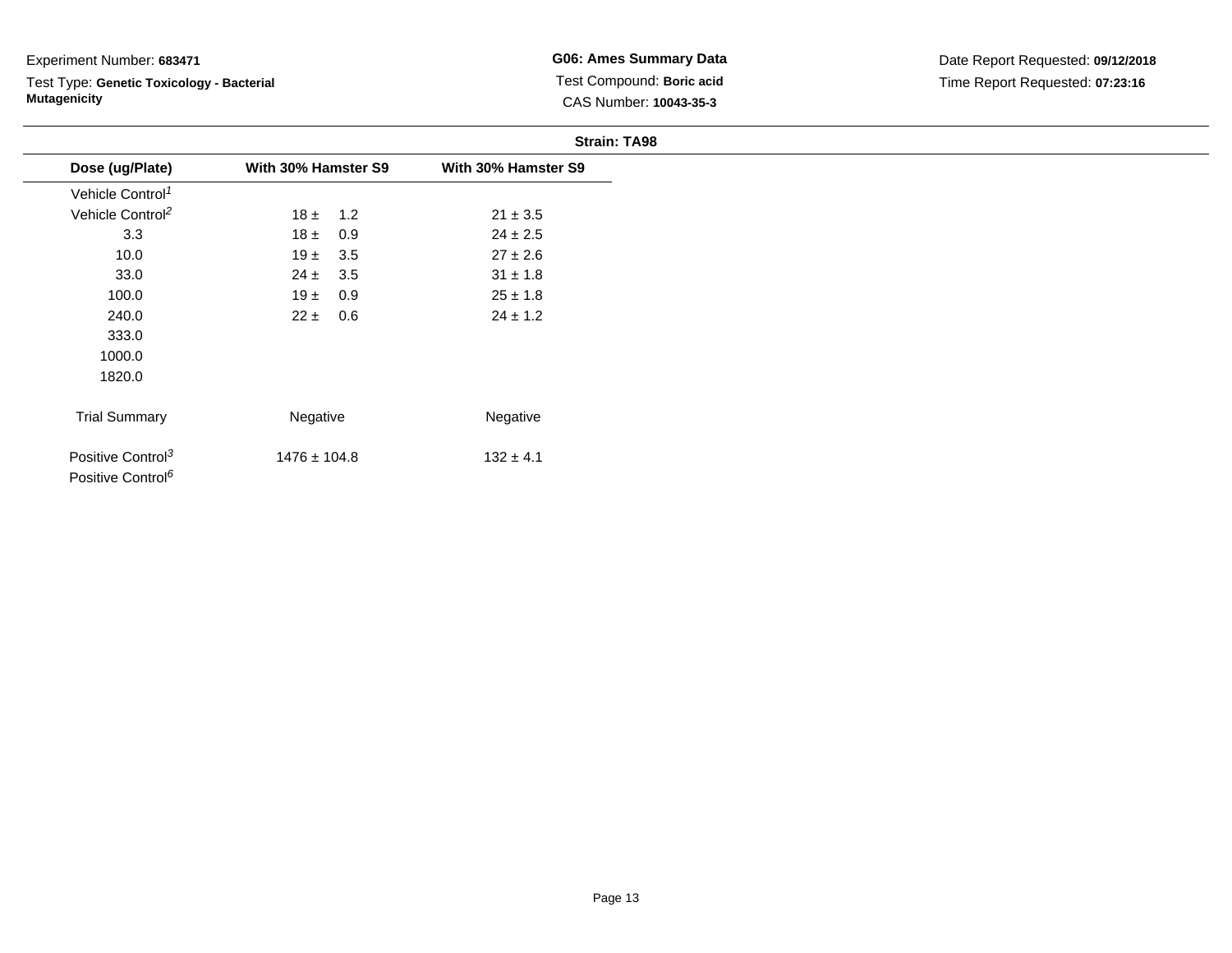Experiment Number: **683471**

Test Type: **Genetic Toxicology - Bacterial Mutagenicity**

**G06: Ames Summary Data**

Test Compound: **Boric acid**

CAS Number: **10043-35-3**

Date Report Requested: **09/12/2018**

Time Report Requested: **07:23:16**

**Strain: TA98**

| Dose (ug/Plate) | With 30% Hamster S9 | With 30% Hamster S9 |
|---|---|---|
| Vehicle Control[1] | | |
| Vehicle Control[2] | 18 ± 1.2 | 21 ± 3.5 |
| 3.3 | 18 ± 0.9 | 24 ± 2.5 |
| 10.0 | 19 ± 3.5 | 27 ± 2.6 |
| 33.0 | 24 ± 3.5 | 31 ± 1.8 |
| 100.0 | 19 ± 0.9 | 25 ± 1.8 |
| 240.0 | 22 ± 0.6 | 24 ± 1.2 |
| 333.0 | | |
| 1000.0 | | |
| 1820.0 | | |
| Trial Summary | Negative | Negative |
| Positive Control[3] | 1476 ± 104.8 | 132 ± 4.1 |
| Positive Control[6] | | |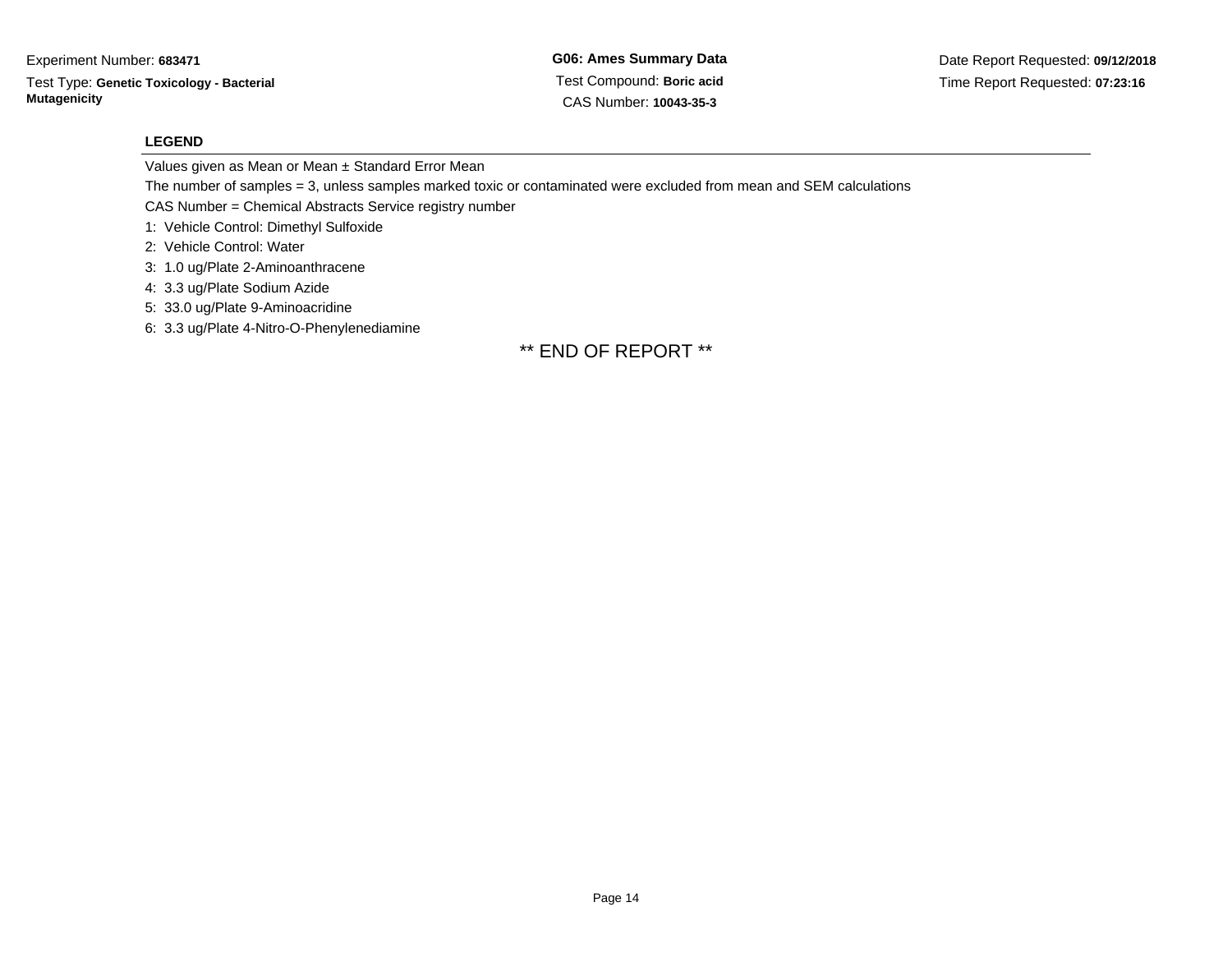Experiment Number: **683471**

Test Type: **Genetic Toxicology - Bacterial Mutagenicity**

**G06: Ames Summary Data**

Test Compound: **Boric acid**

CAS Number: **10043-35-3**

Date Report Requested: **09/12/2018**

Time Report Requested: **07:23:16**

### LEGEND

Values given as Mean or Mean ± Standard Error Mean

The number of samples = 3, unless samples marked toxic or contaminated were excluded from mean and SEM calculations

CAS Number = Chemical Abstracts Service registry number

1: Vehicle Control: Dimethyl Sulfoxide

2: Vehicle Control: Water

3: 1.0 ug/Plate 2-Aminoanthracene

4: 3.3 ug/Plate Sodium Azide

5: 33.0 ug/Plate 9-Aminoacridine

6: 3.3 ug/Plate 4-Nitro-O-Phenylenediamine

** END OF REPORT **